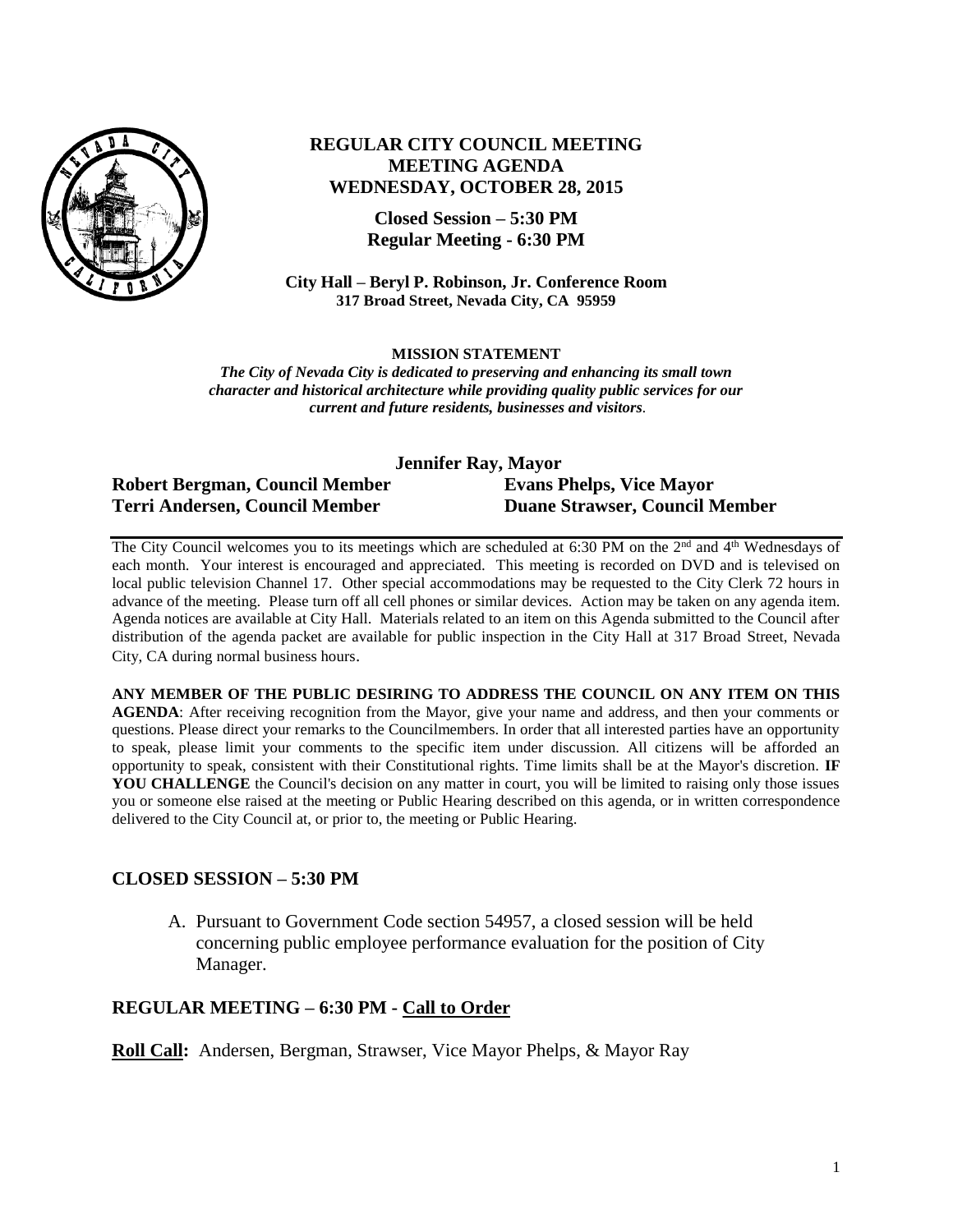# REGULAR CITY COUNCIL MEETING
# MEETING AGENDA
# WEDNESDAY, OCTOBER 28, 2015

**Closed Session – 5:30 PM**
**Regular Meeting - 6:30 PM**

**City Hall – Beryl P. Robinson, Jr. Conference Room**
**317 Broad Street, Nevada City, CA 95959**

**MISSION STATEMENT**
***The City of Nevada City is dedicated to preserving and enhancing its small town character and historical architecture while providing quality public services for our current and future residents, businesses and visitors.***

**Jennifer Ray, Mayor**

**Robert Bergman, Council Member**
**Evans Phelps, Vice Mayor**
**Terri Andersen, Council Member**
**Duane Strawser, Council Member**

The City Council welcomes you to its meetings which are scheduled at 6:30 PM on the 2nd and 4th Wednesdays of each month. Your interest is encouraged and appreciated. This meeting is recorded on DVD and is televised on local public television Channel 17. Other special accommodations may be requested to the City Clerk 72 hours in advance of the meeting. Please turn off all cell phones or similar devices. Action may be taken on any agenda item. Agenda notices are available at City Hall. Materials related to an item on this Agenda submitted to the Council after distribution of the agenda packet are available for public inspection in the City Hall at 317 Broad Street, Nevada City, CA during normal business hours.

**ANY MEMBER OF THE PUBLIC DESIRING TO ADDRESS THE COUNCIL ON ANY ITEM ON THIS AGENDA**: After receiving recognition from the Mayor, give your name and address, and then your comments or questions. Please direct your remarks to the Councilmembers. In order that all interested parties have an opportunity to speak, please limit your comments to the specific item under discussion. All citizens will be afforded an opportunity to speak, consistent with their Constitutional rights. Time limits shall be at the Mayor's discretion. **IF YOU CHALLENGE** the Council's decision on any matter in court, you will be limited to raising only those issues you or someone else raised at the meeting or Public Hearing described on this agenda, or in written correspondence delivered to the City Council at, or prior to, the meeting or Public Hearing.

## CLOSED SESSION – 5:30 PM

A. Pursuant to Government Code section 54957, a closed session will be held concerning public employee performance evaluation for the position of City Manager.

## REGULAR MEETING – 6:30 PM - Call to Order

**Roll Call:** Andersen, Bergman, Strawser, Vice Mayor Phelps, & Mayor Ray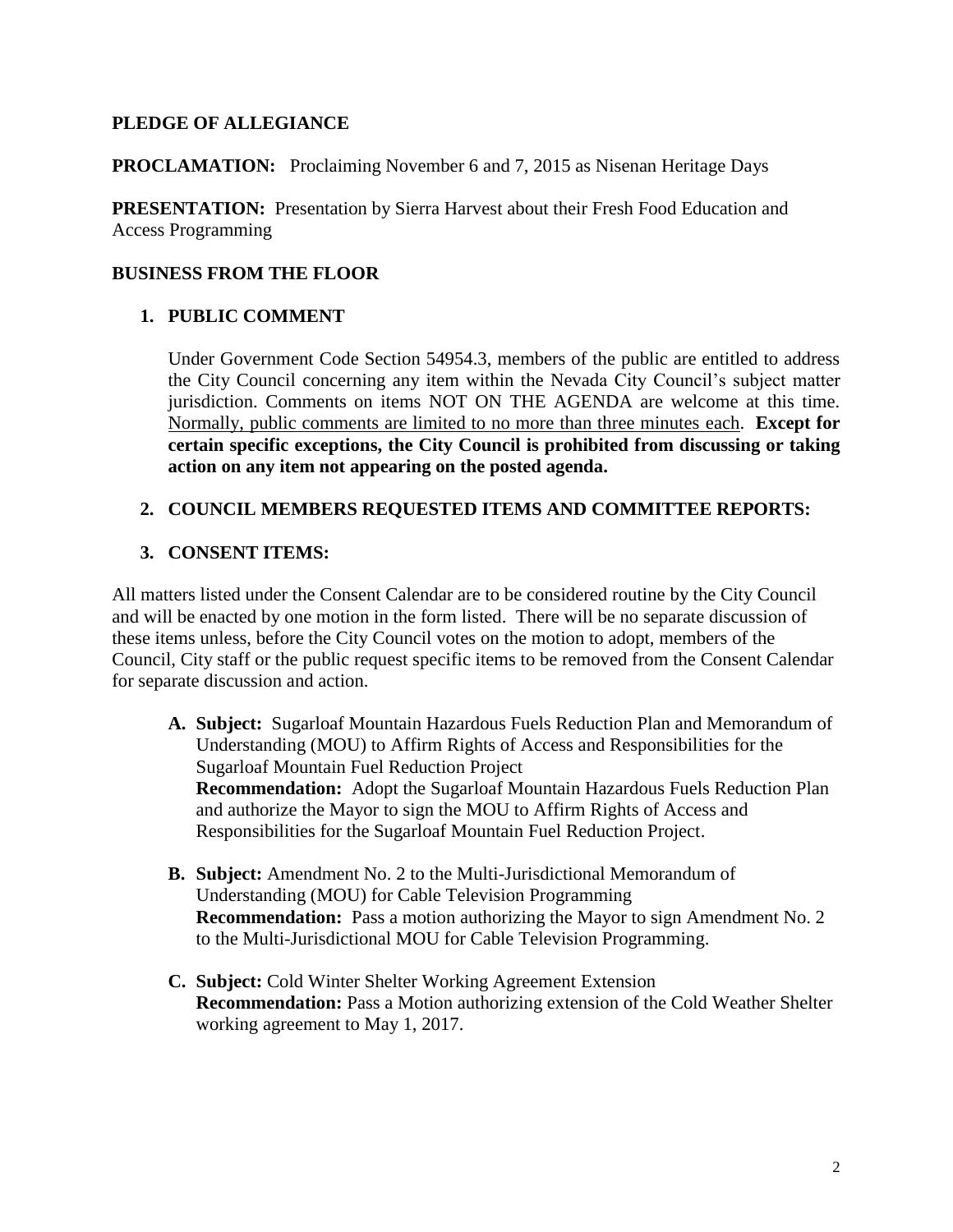**PLEDGE OF ALLEGIANCE**

**PROCLAMATION:** Proclaiming November 6 and 7, 2015 as Nisenan Heritage Days

**PRESENTATION:** Presentation by Sierra Harvest about their Fresh Food Education and Access Programming

**BUSINESS FROM THE FLOOR**

1. **PUBLIC COMMENT**

   Under Government Code Section 54954.3, members of the public are entitled to address the City Council concerning any item within the Nevada City Council's subject matter jurisdiction. Comments on items NOT ON THE AGENDA are welcome at this time. Normally, public comments are limited to no more than three minutes each. **Except for certain specific exceptions, the City Council is prohibited from discussing or taking action on any item not appearing on the posted agenda.**

2. **COUNCIL MEMBERS REQUESTED ITEMS AND COMMITTEE REPORTS:**

3. **CONSENT ITEMS:**

All matters listed under the Consent Calendar are to be considered routine by the City Council and will be enacted by one motion in the form listed. There will be no separate discussion of these items unless, before the City Council votes on the motion to adopt, members of the Council, City staff or the public request specific items to be removed from the Consent Calendar for separate discussion and action.

- **A. Subject:** Sugarloaf Mountain Hazardous Fuels Reduction Plan and Memorandum of Understanding (MOU) to Affirm Rights of Access and Responsibilities for the Sugarloaf Mountain Fuel Reduction Project
  **Recommendation:** Adopt the Sugarloaf Mountain Hazardous Fuels Reduction Plan and authorize the Mayor to sign the MOU to Affirm Rights of Access and Responsibilities for the Sugarloaf Mountain Fuel Reduction Project.

- **B. Subject:** Amendment No. 2 to the Multi-Jurisdictional Memorandum of Understanding (MOU) for Cable Television Programming
  **Recommendation:** Pass a motion authorizing the Mayor to sign Amendment No. 2 to the Multi-Jurisdictional MOU for Cable Television Programming.

- **C. Subject:** Cold Winter Shelter Working Agreement Extension
  **Recommendation:** Pass a Motion authorizing extension of the Cold Weather Shelter working agreement to May 1, 2017.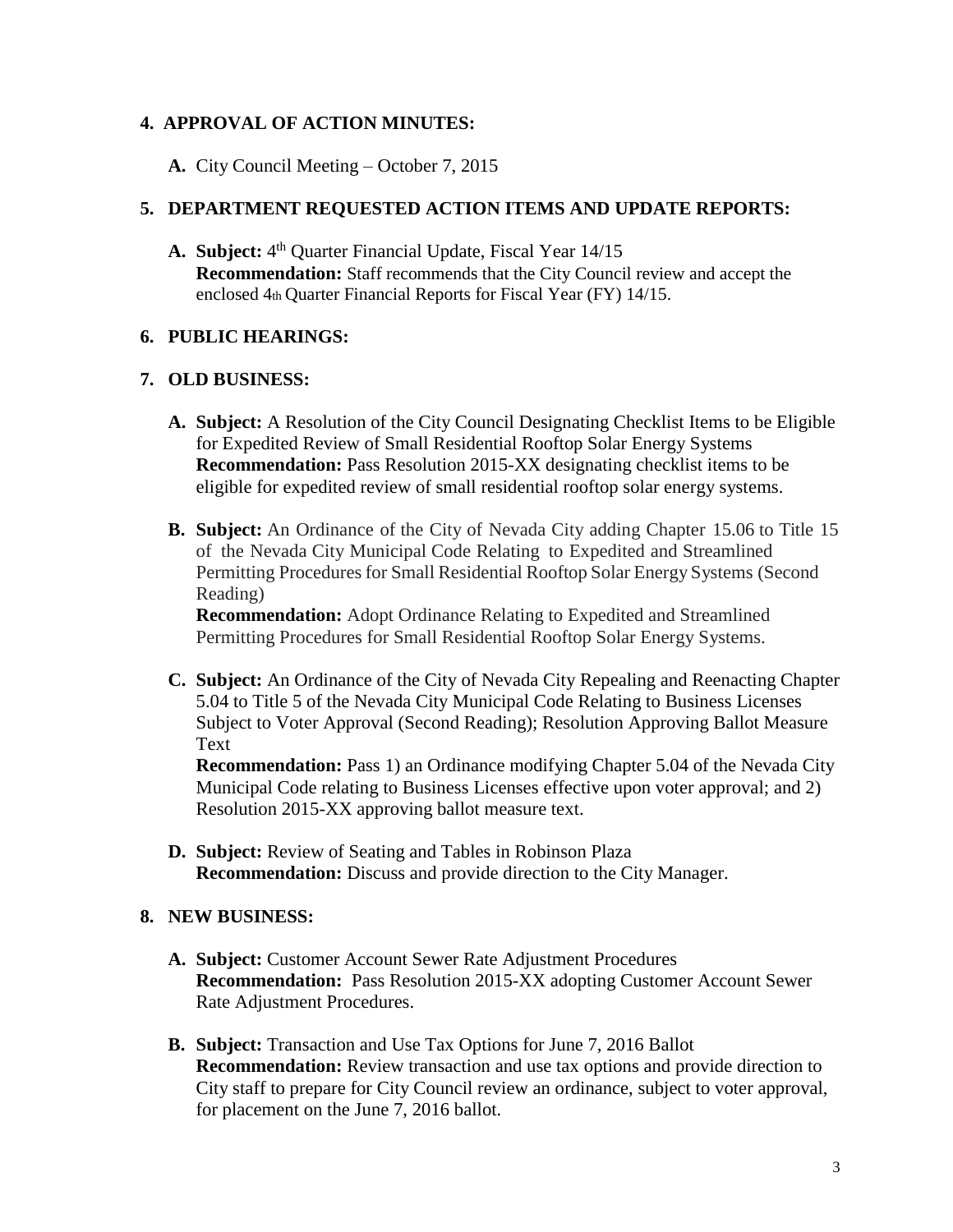**4. APPROVAL OF ACTION MINUTES:**

**A.** City Council Meeting – October 7, 2015

**5. DEPARTMENT REQUESTED ACTION ITEMS AND UPDATE REPORTS:**

**A. Subject:** 4th Quarter Financial Update, Fiscal Year 14/15
**Recommendation:** Staff recommends that the City Council review and accept the enclosed 4th Quarter Financial Reports for Fiscal Year (FY) 14/15.

**6. PUBLIC HEARINGS:**

**7. OLD BUSINESS:**

**A. Subject:** A Resolution of the City Council Designating Checklist Items to be Eligible for Expedited Review of Small Residential Rooftop Solar Energy Systems
**Recommendation:** Pass Resolution 2015-XX designating checklist items to be eligible for expedited review of small residential rooftop solar energy systems.

**B. Subject:** An Ordinance of the City of Nevada City adding Chapter 15.06 to Title 15 of the Nevada City Municipal Code Relating to Expedited and Streamlined Permitting Procedures for Small Residential Rooftop Solar Energy Systems (Second Reading)
**Recommendation:** Adopt Ordinance Relating to Expedited and Streamlined Permitting Procedures for Small Residential Rooftop Solar Energy Systems.

**C. Subject:** An Ordinance of the City of Nevada City Repealing and Reenacting Chapter 5.04 to Title 5 of the Nevada City Municipal Code Relating to Business Licenses Subject to Voter Approval (Second Reading); Resolution Approving Ballot Measure Text
**Recommendation:** Pass 1) an Ordinance modifying Chapter 5.04 of the Nevada City Municipal Code relating to Business Licenses effective upon voter approval; and 2) Resolution 2015-XX approving ballot measure text.

**D. Subject:** Review of Seating and Tables in Robinson Plaza
**Recommendation:** Discuss and provide direction to the City Manager.

**8. NEW BUSINESS:**

**A. Subject:** Customer Account Sewer Rate Adjustment Procedures
**Recommendation:** Pass Resolution 2015-XX adopting Customer Account Sewer Rate Adjustment Procedures.

**B. Subject:** Transaction and Use Tax Options for June 7, 2016 Ballot
**Recommendation:** Review transaction and use tax options and provide direction to City staff to prepare for City Council review an ordinance, subject to voter approval, for placement on the June 7, 2016 ballot.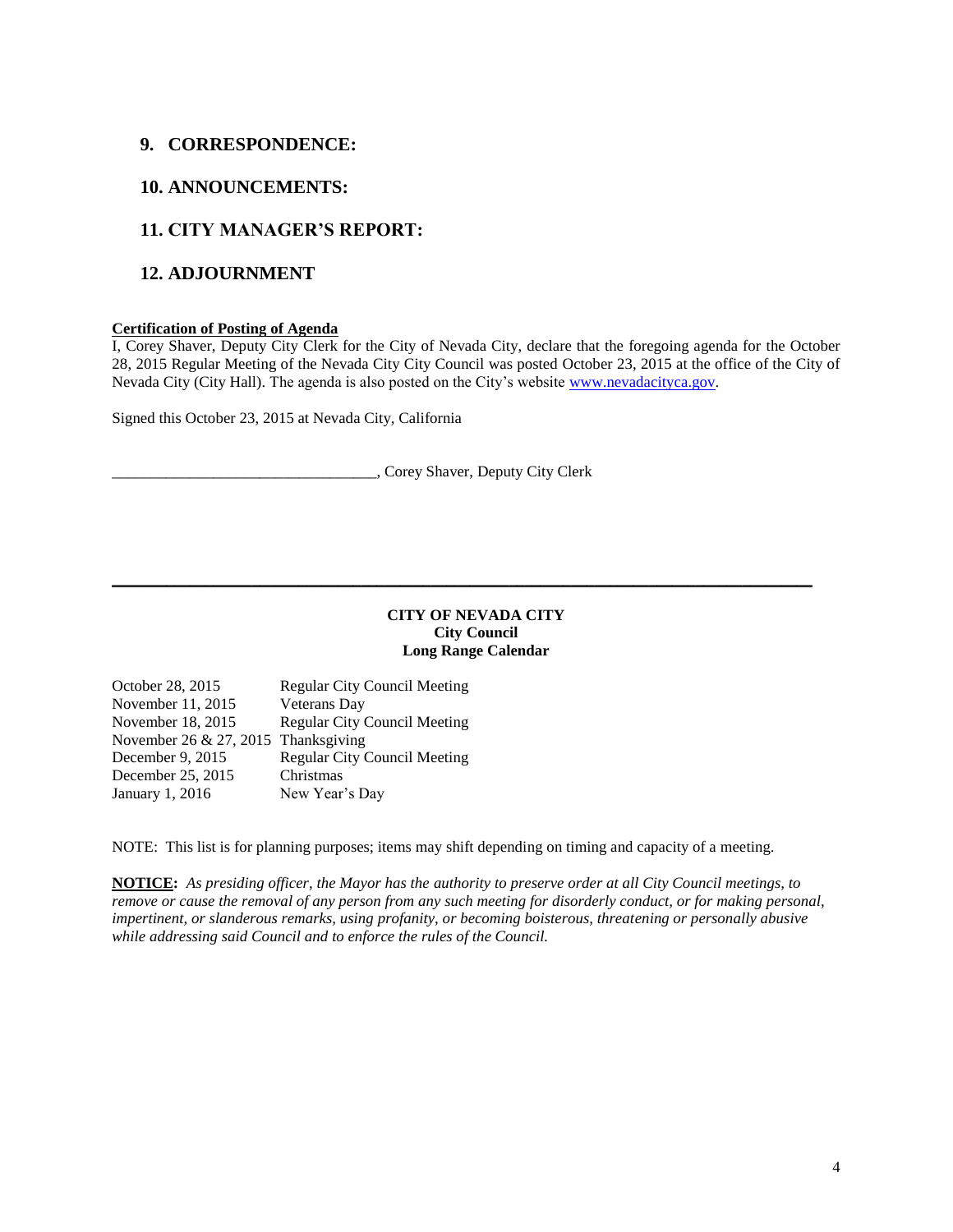## 9. CORRESPONDENCE:

## 10. ANNOUNCEMENTS:

## 11. CITY MANAGER'S REPORT:

## 12. ADJOURNMENT

**Certification of Posting of Agenda**

I, Corey Shaver, Deputy City Clerk for the City of Nevada City, declare that the foregoing agenda for the October 28, 2015 Regular Meeting of the Nevada City City Council was posted October 23, 2015 at the office of the City of Nevada City (City Hall). The agenda is also posted on the City's website www.nevadacityca.gov.

Signed this October 23, 2015 at Nevada City, California

_________________________________, Corey Shaver, Deputy City Clerk

---

**CITY OF NEVADA CITY**
**City Council**
**Long Range Calendar**

| | |
|---|---|
| October 28, 2015 | Regular City Council Meeting |
| November 11, 2015 | Veterans Day |
| November 18, 2015 | Regular City Council Meeting |
| November 26 & 27, 2015 | Thanksgiving |
| December 9, 2015 | Regular City Council Meeting |
| December 25, 2015 | Christmas |
| January 1, 2016 | New Year's Day |

NOTE: This list is for planning purposes; items may shift depending on timing and capacity of a meeting.

**NOTICE:** *As presiding officer, the Mayor has the authority to preserve order at all City Council meetings, to remove or cause the removal of any person from any such meeting for disorderly conduct, or for making personal, impertinent, or slanderous remarks, using profanity, or becoming boisterous, threatening or personally abusive while addressing said Council and to enforce the rules of the Council.*